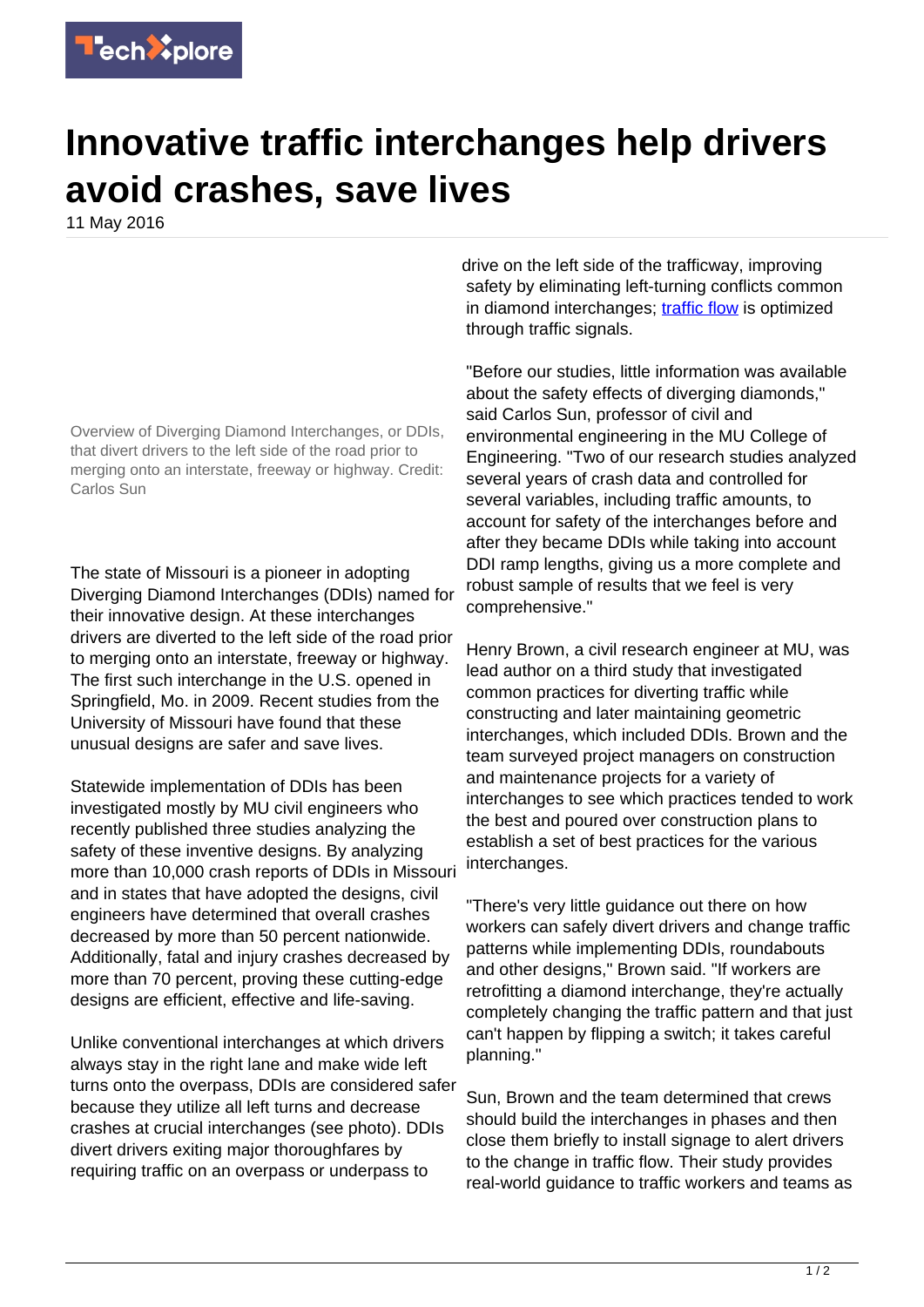# Innovative traffic interchanges help drivers avoid crashes, save lives

11 May 2016

Overview of Diverging Diamond Interchanges, or DDIs, that divert drivers to the left side of the road prior to merging onto an interstate, freeway or highway. Credit: Carlos Sun

The state of Missouri is a pioneer in adopting Diverging Diamond Interchanges (DDIs) named for their innovative design. At these interchanges drivers are diverted to the left side of the road prior to merging onto an interstate, freeway or highway. The first such interchange in the U.S. opened in Springfield, Mo. in 2009. Recent studies from the University of Missouri have found that these unusual designs are safer and save lives.

Statewide implementation of DDIs has been investigated mostly by MU civil engineers who recently published three studies analyzing the safety of these inventive designs. By analyzing more than 10,000 crash reports of DDIs in Missouri and in states that have adopted the designs, civil engineers have determined that overall crashes decreased by more than 50 percent nationwide. Additionally, fatal and injury crashes decreased by more than 70 percent, proving these cutting-edge designs are efficient, effective and life-saving.

Unlike conventional interchanges at which drivers always stay in the right lane and make wide left turns onto the overpass, DDIs are considered safer because they utilize all left turns and decrease crashes at crucial interchanges (see photo). DDIs divert drivers exiting major thoroughfares by requiring traffic on an overpass or underpass to drive on the left side of the trafficway, improving safety by eliminating left-turning conflicts common in diamond interchanges; traffic flow is optimized through traffic signals.

"Before our studies, little information was available about the safety effects of diverging diamonds," said Carlos Sun, professor of civil and environmental engineering in the MU College of Engineering. "Two of our research studies analyzed several years of crash data and controlled for several variables, including traffic amounts, to account for safety of the interchanges before and after they became DDIs while taking into account DDI ramp lengths, giving us a more complete and robust sample of results that we feel is very comprehensive."

Henry Brown, a civil research engineer at MU, was lead author on a third study that investigated common practices for diverting traffic while constructing and later maintaining geometric interchanges, which included DDIs. Brown and the team surveyed project managers on construction and maintenance projects for a variety of interchanges to see which practices tended to work the best and poured over construction plans to establish a set of best practices for the various interchanges.

"There's very little guidance out there on how workers can safely divert drivers and change traffic patterns while implementing DDIs, roundabouts and other designs," Brown said. "If workers are retrofitting a diamond interchange, they're actually completely changing the traffic pattern and that just can't happen by flipping a switch; it takes careful planning."

Sun, Brown and the team determined that crews should build the interchanges in phases and then close them briefly to install signage to alert drivers to the change in traffic flow. Their study provides real-world guidance to traffic workers and teams as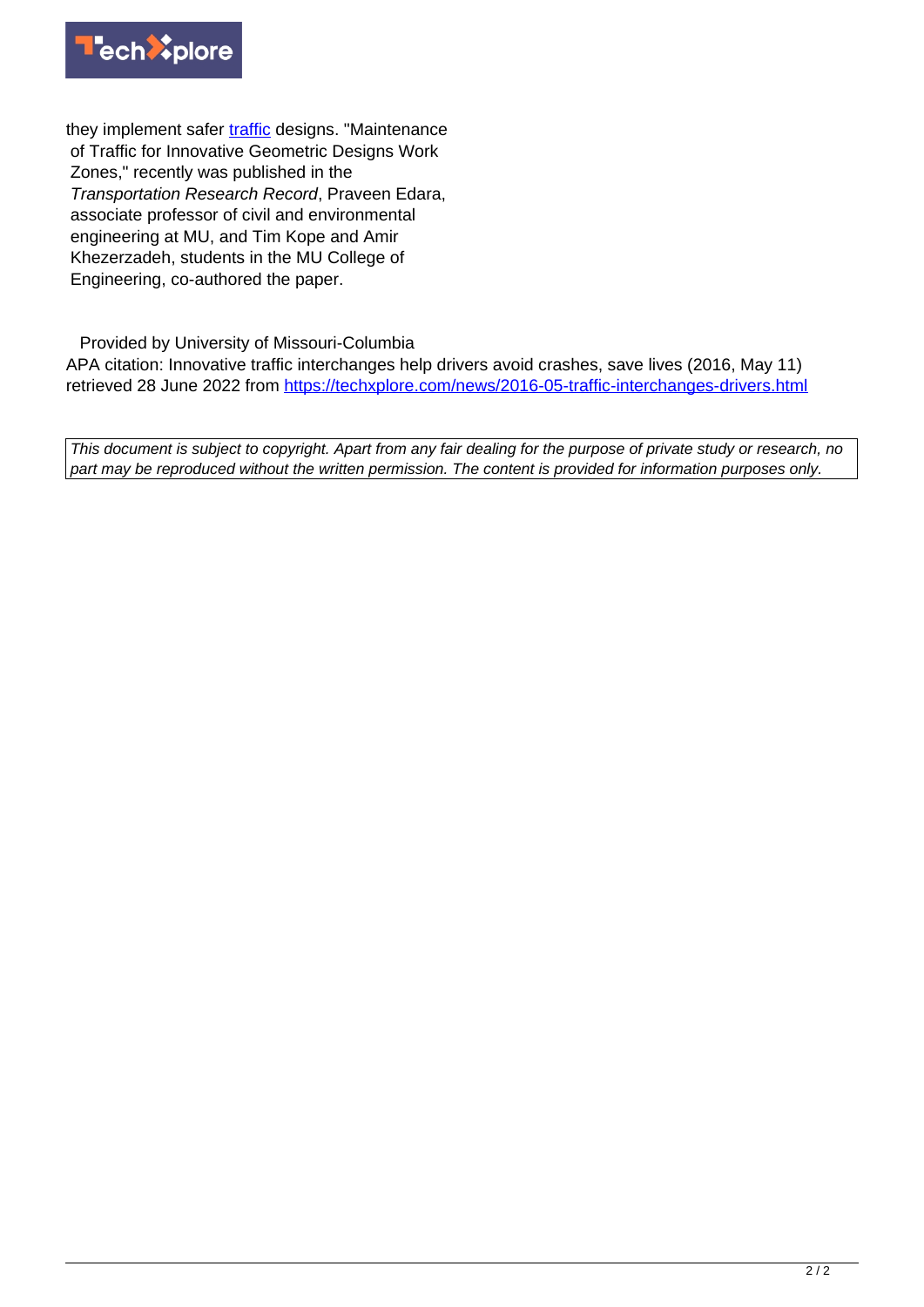they implement safer traffic designs. "Maintenance of Traffic for Innovative Geometric Designs Work Zones," recently was published in the *Transportation Research Record*, Praveen Edara, associate professor of civil and environmental engineering at MU, and Tim Kope and Amir Khezerzadeh, students in the MU College of Engineering, co-authored the paper.

Provided by University of Missouri-Columbia

APA citation: Innovative traffic interchanges help drivers avoid crashes, save lives (2016, May 11) retrieved 28 June 2022 from https://techxplore.com/news/2016-05-traffic-interchanges-drivers.html

*This document is subject to copyright. Apart from any fair dealing for the purpose of private study or research, no part may be reproduced without the written permission. The content is provided for information purposes only.*